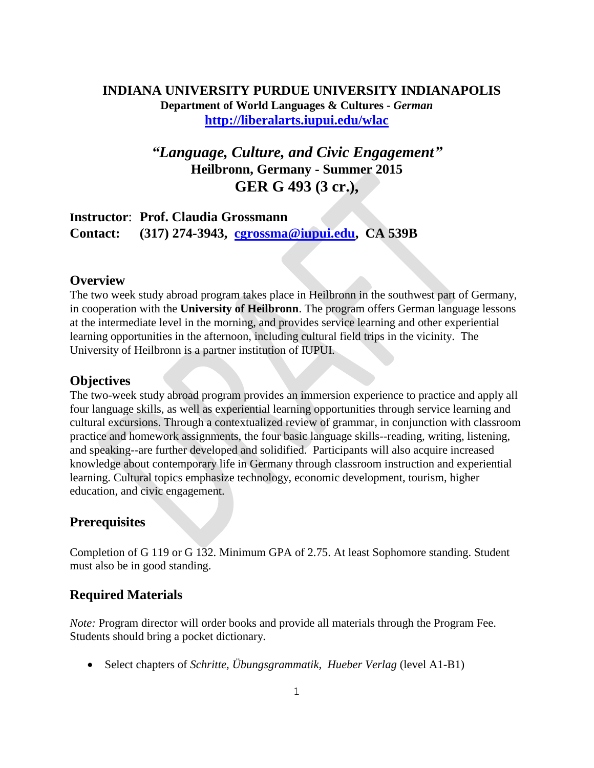**INDIANA UNIVERSITY PURDUE UNIVERSITY INDIANAPOLIS**
**Department of World Languages & Cultures - *German***
**http://liberalarts.iupui.edu/wlac**

# *"Language, Culture, and Civic Engagement"*
**Heilbronn, Germany - Summer 2015**
## GER G 493 (3 cr.),

**Instructor**: **Prof. Claudia Grossmann**
**Contact: (317) 274-3943, cgrossma@iupui.edu, CA 539B**

## Overview

The two week study abroad program takes place in Heilbronn in the southwest part of Germany, in cooperation with the **University of Heilbronn**. The program offers German language lessons at the intermediate level in the morning, and provides service learning and other experiential learning opportunities in the afternoon, including cultural field trips in the vicinity. The University of Heilbronn is a partner institution of IUPUI.

## Objectives

The two-week study abroad program provides an immersion experience to practice and apply all four language skills, as well as experiential learning opportunities through service learning and cultural excursions. Through a contextualized review of grammar, in conjunction with classroom practice and homework assignments, the four basic language skills--reading, writing, listening, and speaking--are further developed and solidified. Participants will also acquire increased knowledge about contemporary life in Germany through classroom instruction and experiential learning. Cultural topics emphasize technology, economic development, tourism, higher education, and civic engagement.

## Prerequisites

Completion of G 119 or G 132. Minimum GPA of 2.75. At least Sophomore standing. Student must also be in good standing.

## Required Materials

*Note:* Program director will order books and provide all materials through the Program Fee. Students should bring a pocket dictionary.

- Select chapters of *Schritte, Übungsgrammatik, Hueber Verlag* (level A1-B1)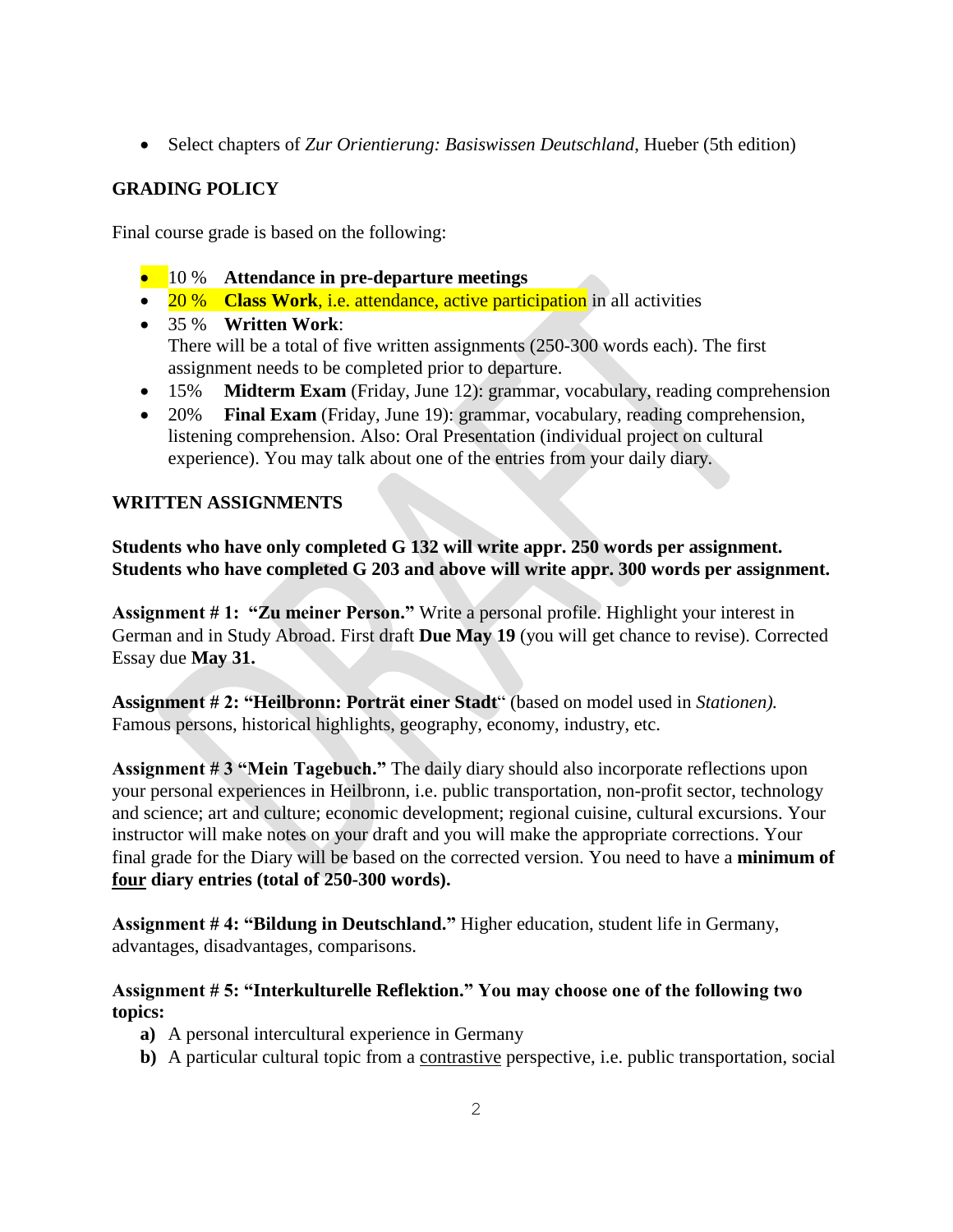- Select chapters of *Zur Orientierung: Basiswissen Deutschland*, Hueber (5th edition)

## GRADING POLICY

Final course grade is based on the following:

- 10 % **Attendance in pre-departure meetings**
- 20 % **Class Work**, i.e. attendance, active participation in all activities
- 35 % **Written Work**:
  There will be a total of five written assignments (250-300 words each). The first assignment needs to be completed prior to departure.
- 15% **Midterm Exam** (Friday, June 12): grammar, vocabulary, reading comprehension
- 20% **Final Exam** (Friday, June 19): grammar, vocabulary, reading comprehension, listening comprehension. Also: Oral Presentation (individual project on cultural experience). You may talk about one of the entries from your daily diary.

## WRITTEN ASSIGNMENTS

**Students who have only completed G 132 will write appr. 250 words per assignment. Students who have completed G 203 and above will write appr. 300 words per assignment.**

**Assignment # 1: "Zu meiner Person."** Write a personal profile. Highlight your interest in German and in Study Abroad. First draft **Due May 19** (you will get chance to revise). Corrected Essay due **May 31.**

**Assignment # 2: "Heilbronn: Porträt einer Stadt**" (based on model used in *Stationen).* Famous persons, historical highlights, geography, economy, industry, etc.

**Assignment # 3 "Mein Tagebuch."** The daily diary should also incorporate reflections upon your personal experiences in Heilbronn, i.e. public transportation, non-profit sector, technology and science; art and culture; economic development; regional cuisine, cultural excursions. Your instructor will make notes on your draft and you will make the appropriate corrections. Your final grade for the Diary will be based on the corrected version. You need to have a **minimum of <u>four</u> diary entries (total of 250-300 words).**

**Assignment # 4: "Bildung in Deutschland."** Higher education, student life in Germany, advantages, disadvantages, comparisons.

**Assignment # 5: "Interkulturelle Reflektion." You may choose one of the following two topics:**

**a)** A personal intercultural experience in Germany

**b)** A particular cultural topic from a <u>contrastive</u> perspective, i.e. public transportation, social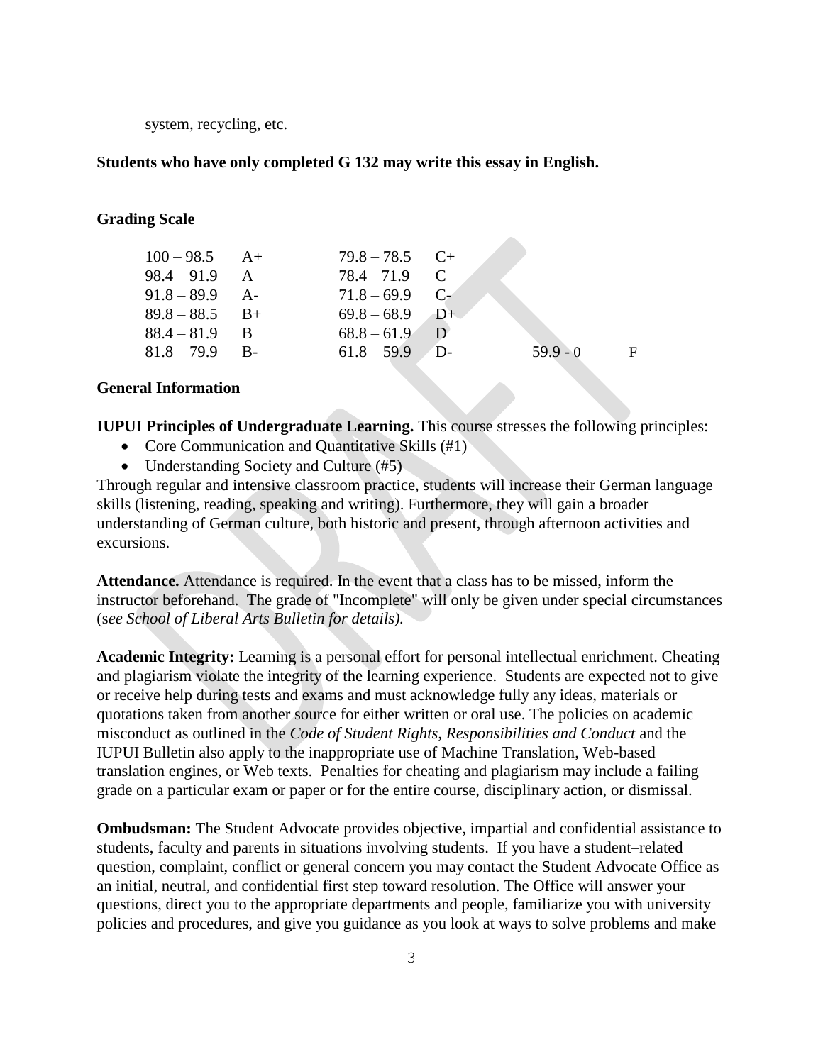system, recycling, etc.

**Students who have only completed G 132 may write this essay in English.**

**Grading Scale**

| | | | | | |
|---|---|---|---|---|---|
| 100 – 98.5 | A+ | 79.8 – 78.5 | C+ | | |
| 98.4 – 91.9 | A | 78.4 – 71.9 | C | | |
| 91.8 – 89.9 | A- | 71.8 – 69.9 | C- | | |
| 89.8 – 88.5 | B+ | 69.8 – 68.9 | D+ | | |
| 88.4 – 81.9 | B | 68.8 – 61.9 | D | | |
| 81.8 – 79.9 | B- | 61.8 – 59.9 | D- | 59.9 - 0 | F |

**General Information**

**IUPUI Principles of Undergraduate Learning.** This course stresses the following principles:

- Core Communication and Quantitative Skills (#1)
- Understanding Society and Culture (#5)

Through regular and intensive classroom practice, students will increase their German language skills (listening, reading, speaking and writing). Furthermore, they will gain a broader understanding of German culture, both historic and present, through afternoon activities and excursions.

**Attendance.** Attendance is required. In the event that a class has to be missed, inform the instructor beforehand. The grade of "Incomplete" will only be given under special circumstances (*see School of Liberal Arts Bulletin for details).*

**Academic Integrity:** Learning is a personal effort for personal intellectual enrichment. Cheating and plagiarism violate the integrity of the learning experience. Students are expected not to give or receive help during tests and exams and must acknowledge fully any ideas, materials or quotations taken from another source for either written or oral use. The policies on academic misconduct as outlined in the *Code of Student Rights, Responsibilities and Conduct* and the IUPUI Bulletin also apply to the inappropriate use of Machine Translation, Web-based translation engines, or Web texts. Penalties for cheating and plagiarism may include a failing grade on a particular exam or paper or for the entire course, disciplinary action, or dismissal.

**Ombudsman:** The Student Advocate provides objective, impartial and confidential assistance to students, faculty and parents in situations involving students. If you have a student–related question, complaint, conflict or general concern you may contact the Student Advocate Office as an initial, neutral, and confidential first step toward resolution. The Office will answer your questions, direct you to the appropriate departments and people, familiarize you with university policies and procedures, and give you guidance as you look at ways to solve problems and make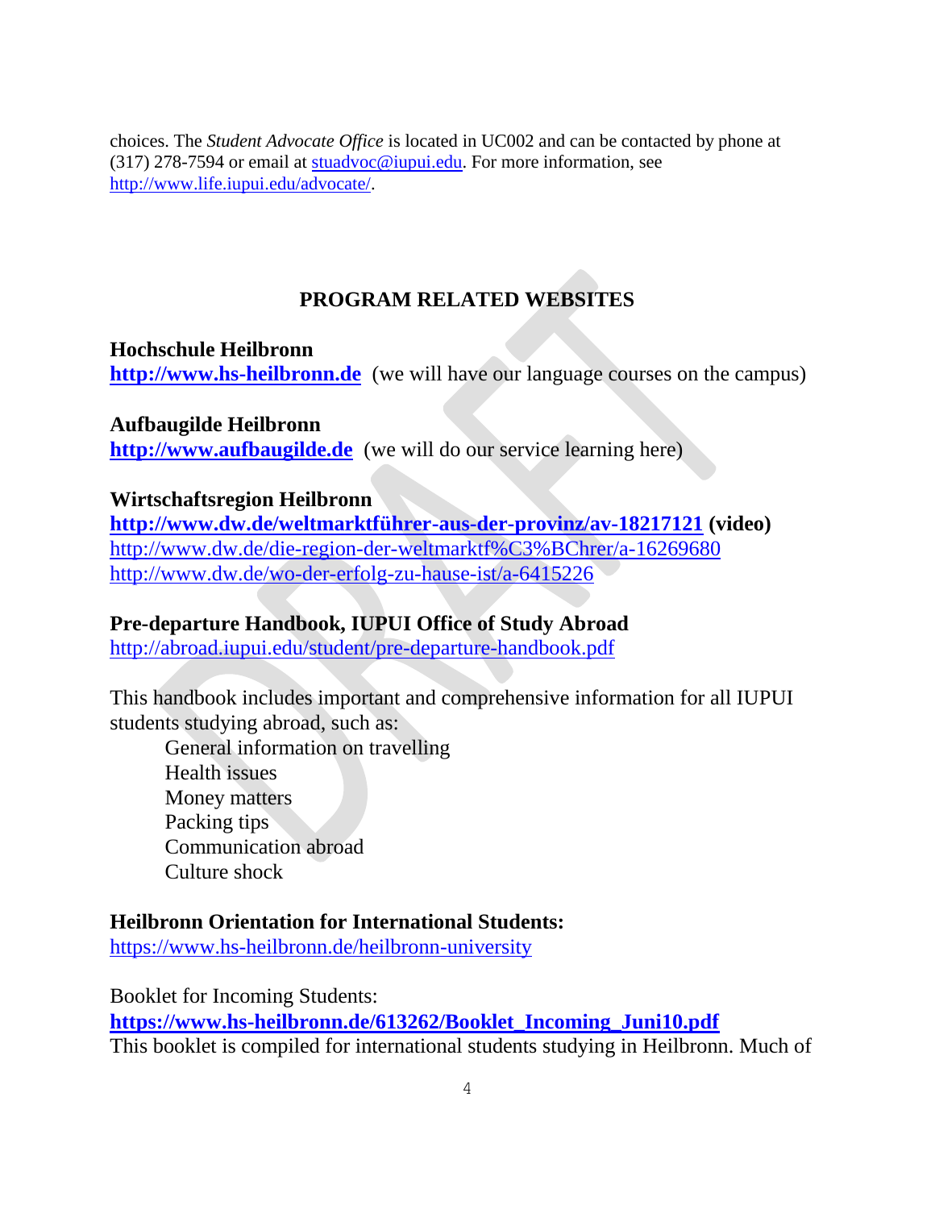choices. The *Student Advocate Office* is located in UC002 and can be contacted by phone at (317) 278-7594 or email at stuadvoc@iupui.edu. For more information, see http://www.life.iupui.edu/advocate/.

## PROGRAM RELATED WEBSITES

**Hochschule Heilbronn**
**http://www.hs-heilbronn.de** (we will have our language courses on the campus)

**Aufbaugilde Heilbronn**
**http://www.aufbaugilde.de** (we will do our service learning here)

**Wirtschaftsregion Heilbronn**
**http://www.dw.de/weltmarktführer-aus-der-provinz/av-18217121 (video)**
http://www.dw.de/die-region-der-weltmarktf%C3%BChrer/a-16269680
http://www.dw.de/wo-der-erfolg-zu-hause-ist/a-6415226

**Pre-departure Handbook, IUPUI Office of Study Abroad**
http://abroad.iupui.edu/student/pre-departure-handbook.pdf

This handbook includes important and comprehensive information for all IUPUI students studying abroad, such as:

- General information on travelling
- Health issues
- Money matters
- Packing tips
- Communication abroad
- Culture shock

**Heilbronn Orientation for International Students:**
https://www.hs-heilbronn.de/heilbronn-university

Booklet for Incoming Students:
**https://www.hs-heilbronn.de/613262/Booklet_Incoming_Juni10.pdf**
This booklet is compiled for international students studying in Heilbronn. Much of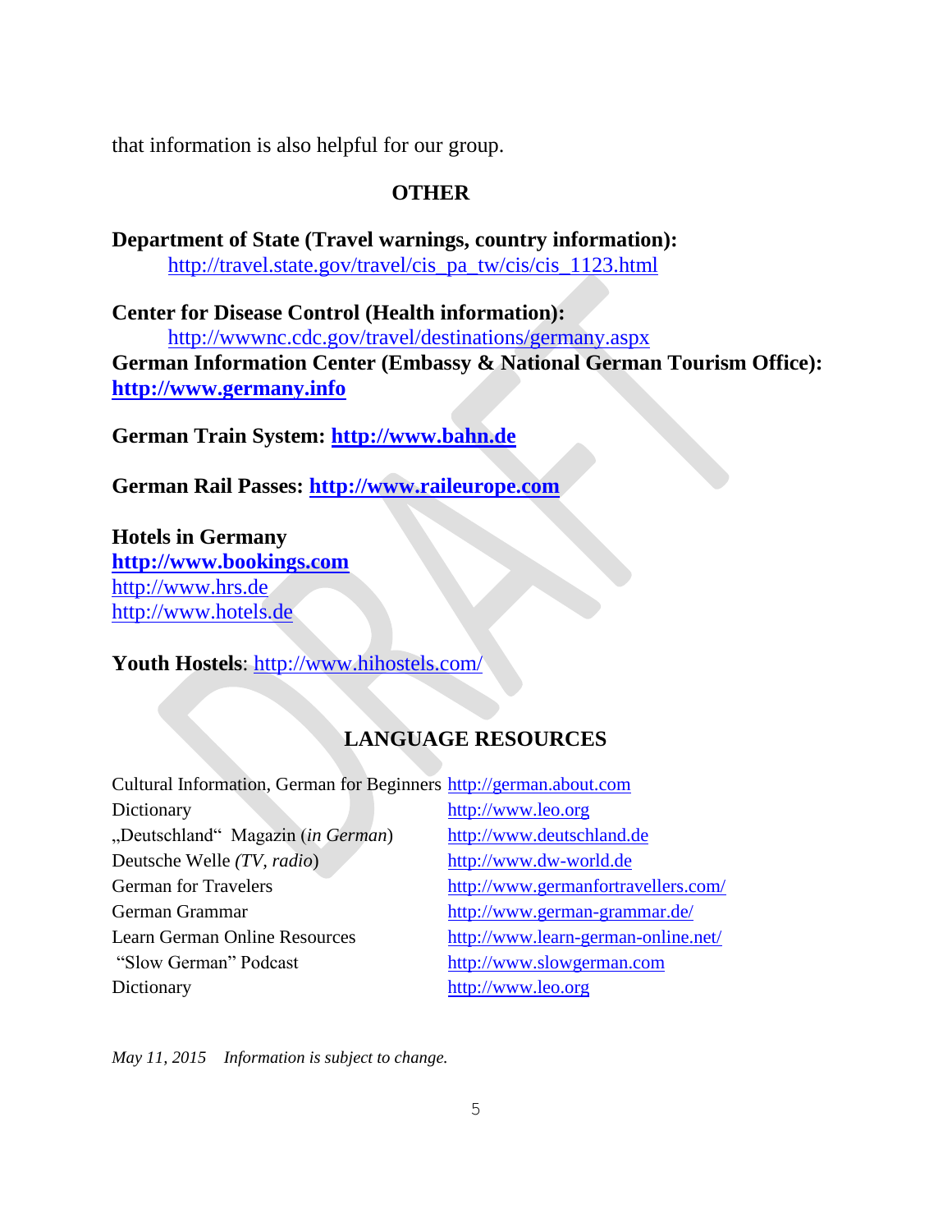that information is also helpful for our group.

## OTHER

**Department of State (Travel warnings, country information):**
http://travel.state.gov/travel/cis_pa_tw/cis/cis_1123.html

**Center for Disease Control (Health information):**
http://wwwnc.cdc.gov/travel/destinations/germany.aspx
**German Information Center (Embassy & National German Tourism Office):**
**http://www.germany.info**

**German Train System: http://www.bahn.de**

**German Rail Passes: http://www.raileurope.com**

**Hotels in Germany**
**http://www.bookings.com**
http://www.hrs.de
http://www.hotels.de

**Youth Hostels**: http://www.hihostels.com/

## LANGUAGE RESOURCES

| | |
|---|---|
| Cultural Information, German for Beginners | http://german.about.com |
| Dictionary | http://www.leo.org |
| „Deutschland" Magazin (*in German*) | http://www.deutschland.de |
| Deutsche Welle *(TV, radio*) | http://www.dw-world.de |
| German for Travelers | http://www.germanfortravellers.com/ |
| German Grammar | http://www.german-grammar.de/ |
| Learn German Online Resources | http://www.learn-german-online.net/ |
| "Slow German" Podcast | http://www.slowgerman.com |
| Dictionary | http://www.leo.org |

*May 11, 2015 Information is subject to change.*